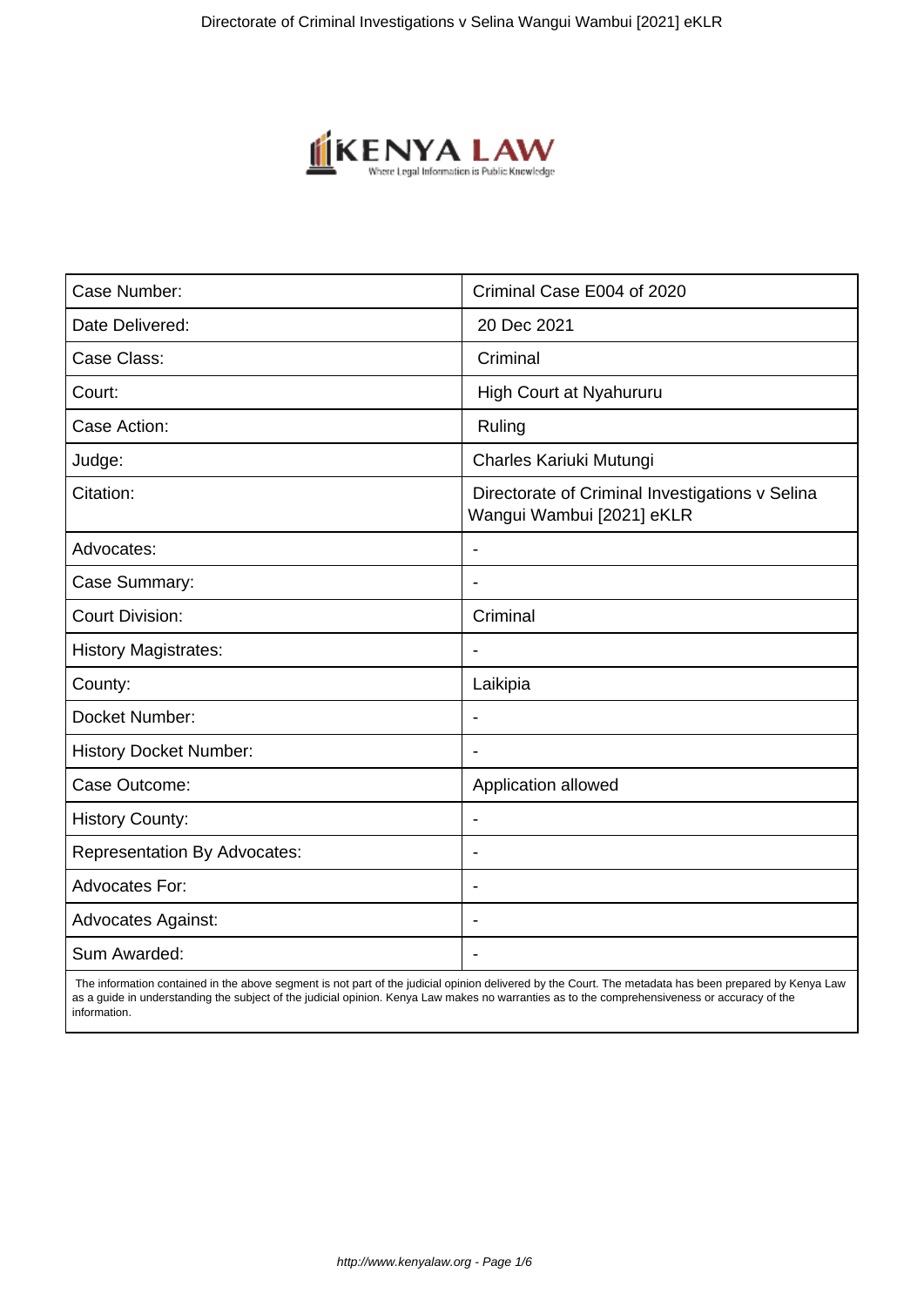| Case Number: | Criminal Case E004 of 2020 |
|---|---|
| Date Delivered: | 20 Dec 2021 |
| Case Class: | Criminal |
| Court: | High Court at Nyahururu |
| Case Action: | Ruling |
| Judge: | Charles Kariuki Mutungi |
| Citation: | Directorate of Criminal Investigations v Selina Wangui Wambui [2021] eKLR |
| Advocates: | - |
| Case Summary: | - |
| Court Division: | Criminal |
| History Magistrates: | - |
| County: | Laikipia |
| Docket Number: | - |
| History Docket Number: | - |
| Case Outcome: | Application allowed |
| History County: | - |
| Representation By Advocates: | - |
| Advocates For: | - |
| Advocates Against: | - |
| Sum Awarded: | - |

The information contained in the above segment is not part of the judicial opinion delivered by the Court. The metadata has been prepared by Kenya Law as a guide in understanding the subject of the judicial opinion. Kenya Law makes no warranties as to the comprehensiveness or accuracy of the information.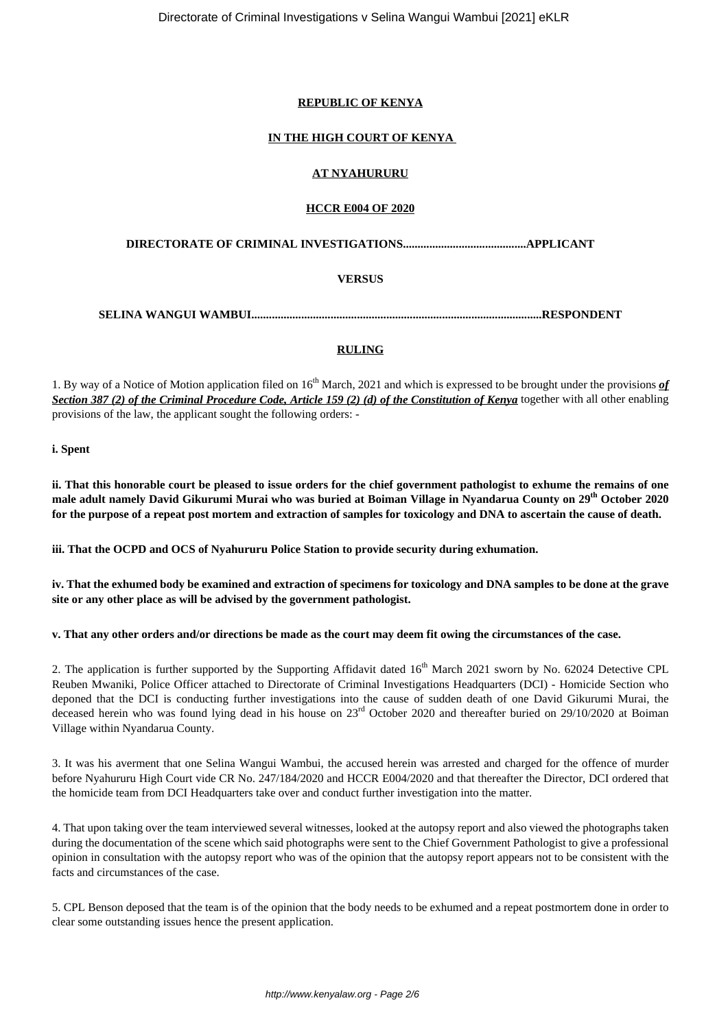**REPUBLIC OF KENYA**

**IN THE HIGH COURT OF KENYA**

**AT NYAHURURU**

**HCCR E004 OF 2020**

**DIRECTORATE OF CRIMINAL INVESTIGATIONS.........................................APPLICANT**

**VERSUS**

**SELINA WANGUI WAMBUI.................................................................................................RESPONDENT**

**RULING**

1. By way of a Notice of Motion application filed on 16th March, 2021 and which is expressed to be brought under the provisions ***of Section 387 (2) of the Criminal Procedure Code, Article 159 (2) (d) of the Constitution of Kenya*** together with all other enabling provisions of the law, the applicant sought the following orders: -

**i. Spent**

**ii. That this honorable court be pleased to issue orders for the chief government pathologist to exhume the remains of one male adult namely David Gikurumi Murai who was buried at Boiman Village in Nyandarua County on 29th October 2020 for the purpose of a repeat post mortem and extraction of samples for toxicology and DNA to ascertain the cause of death.**

**iii. That the OCPD and OCS of Nyahururu Police Station to provide security during exhumation.**

**iv. That the exhumed body be examined and extraction of specimens for toxicology and DNA samples to be done at the grave site or any other place as will be advised by the government pathologist.**

**v. That any other orders and/or directions be made as the court may deem fit owing the circumstances of the case.**

2. The application is further supported by the Supporting Affidavit dated 16th March 2021 sworn by No. 62024 Detective CPL Reuben Mwaniki, Police Officer attached to Directorate of Criminal Investigations Headquarters (DCI) - Homicide Section who deponed that the DCI is conducting further investigations into the cause of sudden death of one David Gikurumi Murai, the deceased herein who was found lying dead in his house on 23rd October 2020 and thereafter buried on 29/10/2020 at Boiman Village within Nyandarua County.

3. It was his averment that one Selina Wangui Wambui, the accused herein was arrested and charged for the offence of murder before Nyahururu High Court vide CR No. 247/184/2020 and HCCR E004/2020 and that thereafter the Director, DCI ordered that the homicide team from DCI Headquarters take over and conduct further investigation into the matter.

4. That upon taking over the team interviewed several witnesses, looked at the autopsy report and also viewed the photographs taken during the documentation of the scene which said photographs were sent to the Chief Government Pathologist to give a professional opinion in consultation with the autopsy report who was of the opinion that the autopsy report appears not to be consistent with the facts and circumstances of the case.

5. CPL Benson deposed that the team is of the opinion that the body needs to be exhumed and a repeat postmortem done in order to clear some outstanding issues hence the present application.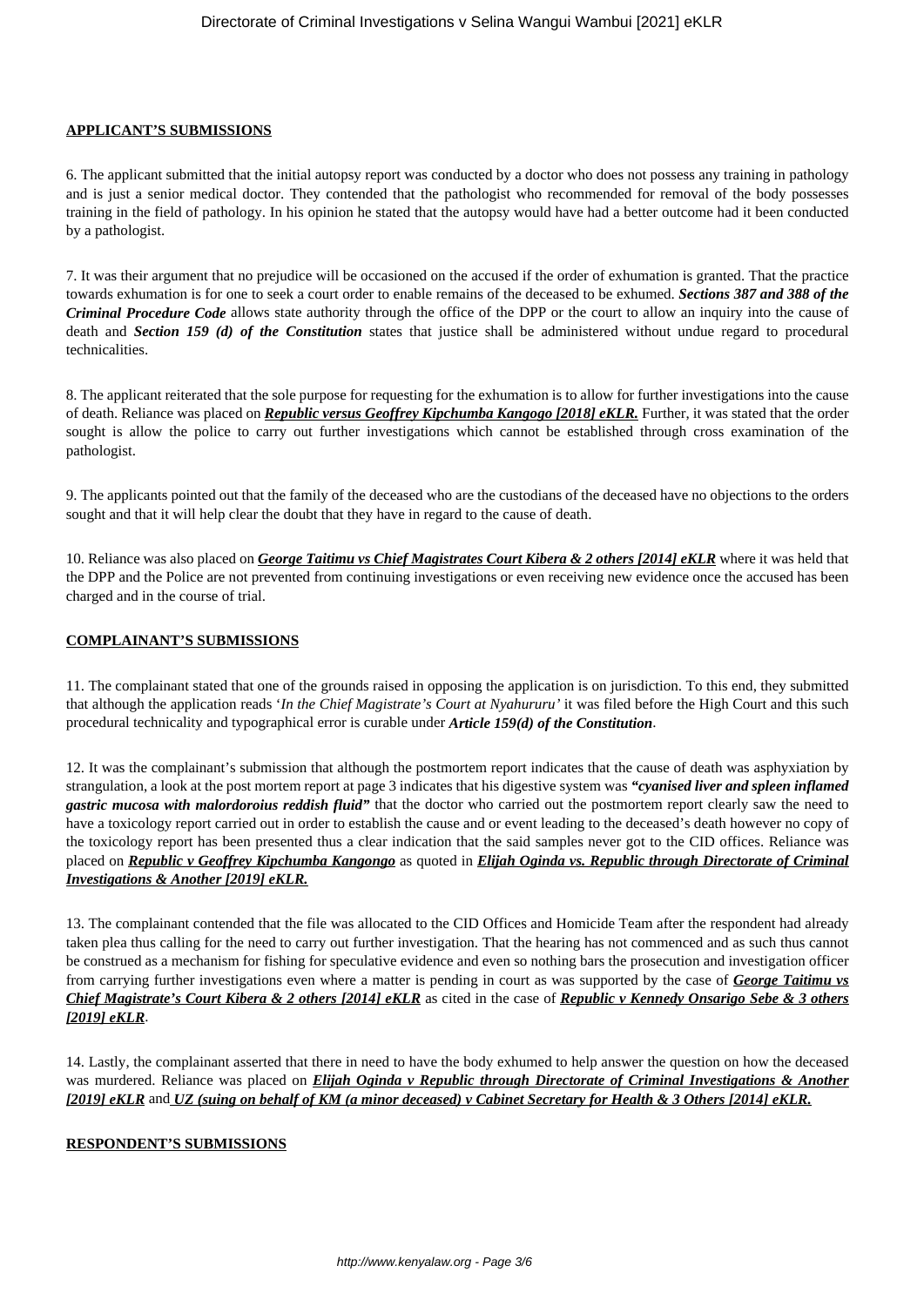## APPLICANT'S SUBMISSIONS

6. The applicant submitted that the initial autopsy report was conducted by a doctor who does not possess any training in pathology and is just a senior medical doctor. They contended that the pathologist who recommended for removal of the body possesses training in the field of pathology. In his opinion he stated that the autopsy would have had a better outcome had it been conducted by a pathologist.

7. It was their argument that no prejudice will be occasioned on the accused if the order of exhumation is granted. That the practice towards exhumation is for one to seek a court order to enable remains of the deceased to be exhumed. ***Sections 387 and 388 of the Criminal Procedure Code*** allows state authority through the office of the DPP or the court to allow an inquiry into the cause of death and ***Section 159 (d) of the Constitution*** states that justice shall be administered without undue regard to procedural technicalities.

8. The applicant reiterated that the sole purpose for requesting for the exhumation is to allow for further investigations into the cause of death. Reliance was placed on ***Republic versus Geoffrey Kipchumba Kangogo [2018] eKLR.*** Further, it was stated that the order sought is allow the police to carry out further investigations which cannot be established through cross examination of the pathologist.

9. The applicants pointed out that the family of the deceased who are the custodians of the deceased have no objections to the orders sought and that it will help clear the doubt that they have in regard to the cause of death.

10. Reliance was also placed on ***George Taitimu vs Chief Magistrates Court Kibera & 2 others [2014] eKLR*** where it was held that the DPP and the Police are not prevented from continuing investigations or even receiving new evidence once the accused has been charged and in the course of trial.

## COMPLAINANT'S SUBMISSIONS

11. The complainant stated that one of the grounds raised in opposing the application is on jurisdiction. To this end, they submitted that although the application reads '*In the Chief Magistrate's Court at Nyahururu'* it was filed before the High Court and this such procedural technicality and typographical error is curable under ***Article 159(d) of the Constitution***.

12. It was the complainant's submission that although the postmortem report indicates that the cause of death was asphyxiation by strangulation, a look at the post mortem report at page 3 indicates that his digestive system was ***"cyanised liver and spleen inflamed gastric mucosa with malordoroius reddish fluid"*** that the doctor who carried out the postmortem report clearly saw the need to have a toxicology report carried out in order to establish the cause and or event leading to the deceased's death however no copy of the toxicology report has been presented thus a clear indication that the said samples never got to the CID offices. Reliance was placed on ***Republic v Geoffrey Kipchumba Kangongo*** as quoted in ***Elijah Oginda vs. Republic through Directorate of Criminal Investigations & Another [2019] eKLR.***

13. The complainant contended that the file was allocated to the CID Offices and Homicide Team after the respondent had already taken plea thus calling for the need to carry out further investigation. That the hearing has not commenced and as such thus cannot be construed as a mechanism for fishing for speculative evidence and even so nothing bars the prosecution and investigation officer from carrying further investigations even where a matter is pending in court as was supported by the case of ***George Taitimu vs Chief Magistrate's Court Kibera & 2 others [2014] eKLR*** as cited in the case of ***Republic v Kennedy Onsarigo Sebe & 3 others [2019] eKLR***.

14. Lastly, the complainant asserted that there in need to have the body exhumed to help answer the question on how the deceased was murdered. Reliance was placed on ***Elijah Oginda v Republic through Directorate of Criminal Investigations & Another [2019] eKLR*** and ***UZ (suing on behalf of KM (a minor deceased) v Cabinet Secretary for Health & 3 Others [2014] eKLR.***

## RESPONDENT'S SUBMISSIONS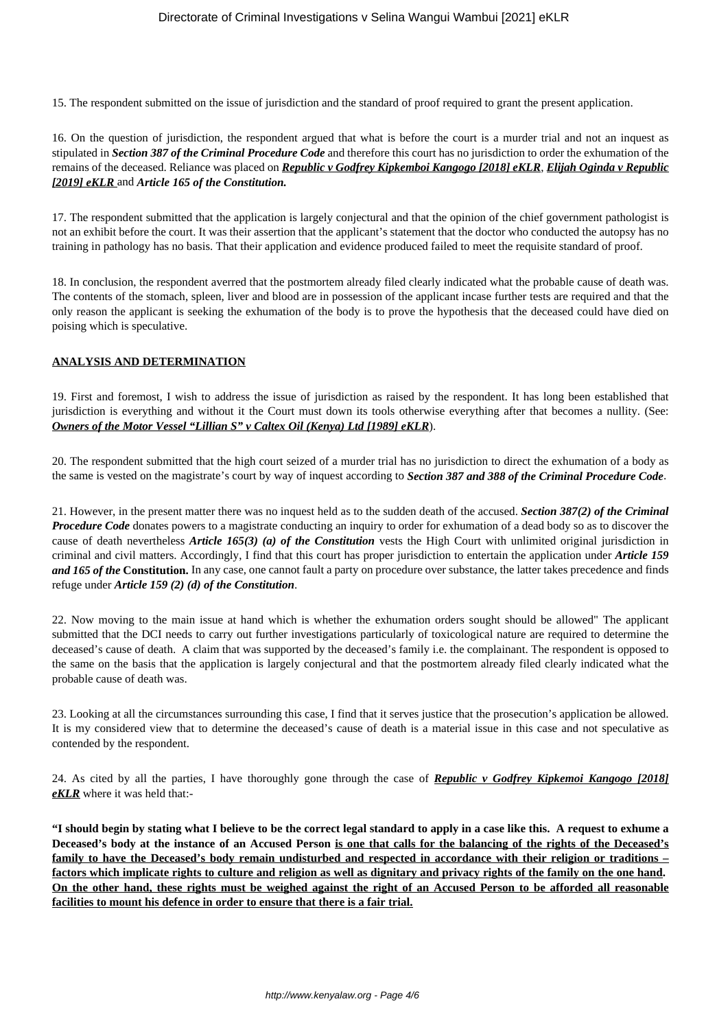15. The respondent submitted on the issue of jurisdiction and the standard of proof required to grant the present application.

16. On the question of jurisdiction, the respondent argued that what is before the court is a murder trial and not an inquest as stipulated in ***Section 387 of the Criminal Procedure Code*** and therefore this court has no jurisdiction to order the exhumation of the remains of the deceased. Reliance was placed on ***Republic v Godfrey Kipkemboi Kangogo [2018] eKLR***, ***Elijah Oginda v Republic [2019] eKLR*** and ***Article 165 of the Constitution.***

17. The respondent submitted that the application is largely conjectural and that the opinion of the chief government pathologist is not an exhibit before the court. It was their assertion that the applicant's statement that the doctor who conducted the autopsy has no training in pathology has no basis. That their application and evidence produced failed to meet the requisite standard of proof.

18. In conclusion, the respondent averred that the postmortem already filed clearly indicated what the probable cause of death was. The contents of the stomach, spleen, liver and blood are in possession of the applicant incase further tests are required and that the only reason the applicant is seeking the exhumation of the body is to prove the hypothesis that the deceased could have died on poising which is speculative.

## ANALYSIS AND DETERMINATION

19. First and foremost, I wish to address the issue of jurisdiction as raised by the respondent. It has long been established that jurisdiction is everything and without it the Court must down its tools otherwise everything after that becomes a nullity. (See: ***Owners of the Motor Vessel "Lillian S" v Caltex Oil (Kenya) Ltd [1989] eKLR***).

20. The respondent submitted that the high court seized of a murder trial has no jurisdiction to direct the exhumation of a body as the same is vested on the magistrate's court by way of inquest according to ***Section 387 and 388 of the Criminal Procedure Code***.

21. However, in the present matter there was no inquest held as to the sudden death of the accused. ***Section 387(2) of the Criminal Procedure Code*** donates powers to a magistrate conducting an inquiry to order for exhumation of a dead body so as to discover the cause of death nevertheless ***Article 165(3) (a) of the Constitution*** vests the High Court with unlimited original jurisdiction in criminal and civil matters. Accordingly, I find that this court has proper jurisdiction to entertain the application under ***Article 159 and 165 of the* Constitution.** In any case, one cannot fault a party on procedure over substance, the latter takes precedence and finds refuge under ***Article 159 (2) (d) of the Constitution***.

22. Now moving to the main issue at hand which is whether the exhumation orders sought should be allowed" The applicant submitted that the DCI needs to carry out further investigations particularly of toxicological nature are required to determine the deceased's cause of death. A claim that was supported by the deceased's family i.e. the complainant. The respondent is opposed to the same on the basis that the application is largely conjectural and that the postmortem already filed clearly indicated what the probable cause of death was.

23. Looking at all the circumstances surrounding this case, I find that it serves justice that the prosecution's application be allowed. It is my considered view that to determine the deceased's cause of death is a material issue in this case and not speculative as contended by the respondent.

24. As cited by all the parties, I have thoroughly gone through the case of ***Republic v Godfrey Kipkemoi Kangogo [2018] eKLR*** where it was held that:-

**"I should begin by stating what I believe to be the correct legal standard to apply in a case like this. A request to exhume a Deceased's body at the instance of an Accused Person <u>is one that calls for the balancing of the rights of the Deceased's family to have the Deceased's body remain undisturbed and respected in accordance with their religion or traditions – factors which implicate rights to culture and religion as well as dignitary and privacy rights of the family on the one hand</u>. <u>On the other hand, these rights must be weighed against the right of an Accused Person to be afforded all reasonable facilities to mount his defence in order to ensure that there is a fair trial.</u>**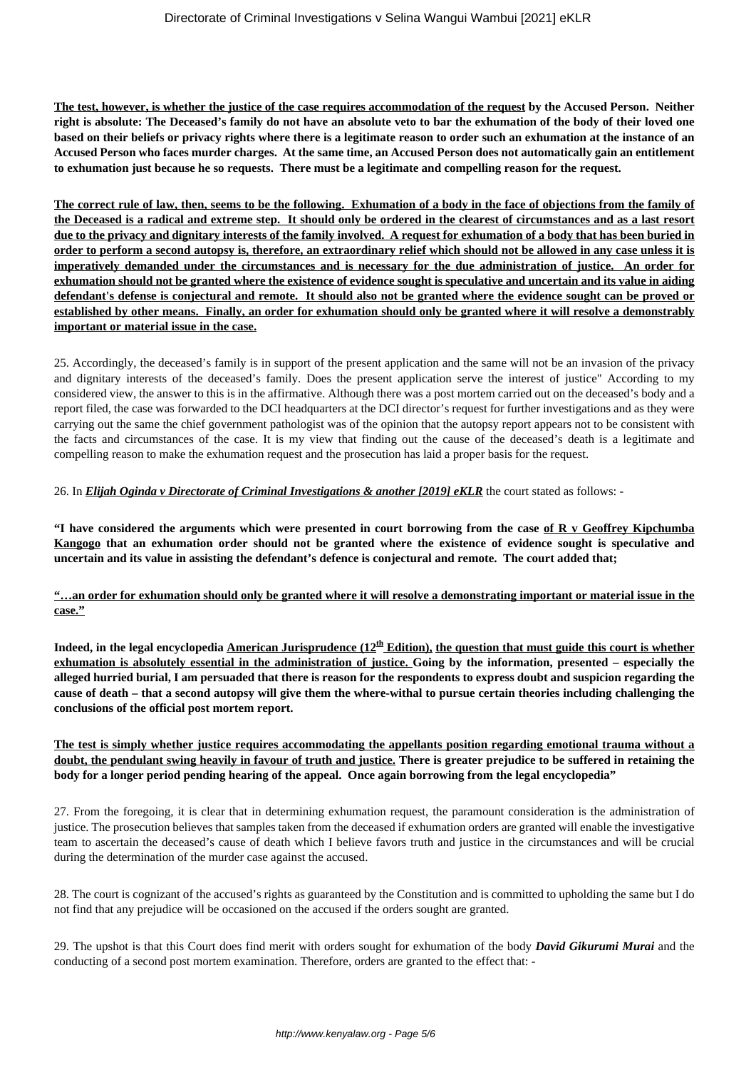**<u>The test, however, is whether the justice of the case requires accommodation of the request</u> by the Accused Person. Neither right is absolute: The Deceased's family do not have an absolute veto to bar the exhumation of the body of their loved one based on their beliefs or privacy rights where there is a legitimate reason to order such an exhumation at the instance of an Accused Person who faces murder charges. At the same time, an Accused Person does not automatically gain an entitlement to exhumation just because he so requests. There must be a legitimate and compelling reason for the request.**

**<u>The correct rule of law, then, seems to be the following. Exhumation of a body in the face of objections from the family of the Deceased is a radical and extreme step. It should only be ordered in the clearest of circumstances and as a last resort due to the privacy and dignitary interests of the family involved. A request for exhumation of a body that has been buried in order to perform a second autopsy is, therefore, an extraordinary relief which should not be allowed in any case unless it is imperatively demanded under the circumstances and is necessary for the due administration of justice. An order for exhumation should not be granted where the existence of evidence sought is speculative and uncertain and its value in aiding defendant's defense is conjectural and remote. It should also not be granted where the evidence sought can be proved or established by other means. Finally, an order for exhumation should only be granted where it will resolve a demonstrably important or material issue in the case.</u>**

25. Accordingly, the deceased's family is in support of the present application and the same will not be an invasion of the privacy and dignitary interests of the deceased's family. Does the present application serve the interest of justice" According to my considered view, the answer to this is in the affirmative. Although there was a post mortem carried out on the deceased's body and a report filed, the case was forwarded to the DCI headquarters at the DCI director's request for further investigations and as they were carrying out the same the chief government pathologist was of the opinion that the autopsy report appears not to be consistent with the facts and circumstances of the case. It is my view that finding out the cause of the deceased's death is a legitimate and compelling reason to make the exhumation request and the prosecution has laid a proper basis for the request.

26. In ***<u>Elijah Oginda v Directorate of Criminal Investigations & another [2019] eKLR</u>*** the court stated as follows: -

**"I have considered the arguments which were presented in court borrowing from the case <u>of R v Geoffrey Kipchumba Kangogo</u> that an exhumation order should not be granted where the existence of evidence sought is speculative and uncertain and its value in assisting the defendant's defence is conjectural and remote. The court added that;**

**<u>"…an order for exhumation should only be granted where it will resolve a demonstrating important or material issue in the case."</u>**

**Indeed, in the legal encyclopedia <u>American Jurisprudence (12th Edition)</u>, <u>the question that must guide this court is whether exhumation is absolutely essential in the administration of justice.</u> Going by the information, presented – especially the alleged hurried burial, I am persuaded that there is reason for the respondents to express doubt and suspicion regarding the cause of death – that a second autopsy will give them the where-withal to pursue certain theories including challenging the conclusions of the official post mortem report.**

**<u>The test is simply whether justice requires accommodating the appellants position regarding emotional trauma without a doubt, the pendulant swing heavily in favour of truth and justice.</u> There is greater prejudice to be suffered in retaining the body for a longer period pending hearing of the appeal. Once again borrowing from the legal encyclopedia"**

27. From the foregoing, it is clear that in determining exhumation request, the paramount consideration is the administration of justice. The prosecution believes that samples taken from the deceased if exhumation orders are granted will enable the investigative team to ascertain the deceased's cause of death which I believe favors truth and justice in the circumstances and will be crucial during the determination of the murder case against the accused.

28. The court is cognizant of the accused's rights as guaranteed by the Constitution and is committed to upholding the same but I do not find that any prejudice will be occasioned on the accused if the orders sought are granted.

29. The upshot is that this Court does find merit with orders sought for exhumation of the body ***David Gikurumi Murai*** and the conducting of a second post mortem examination. Therefore, orders are granted to the effect that: -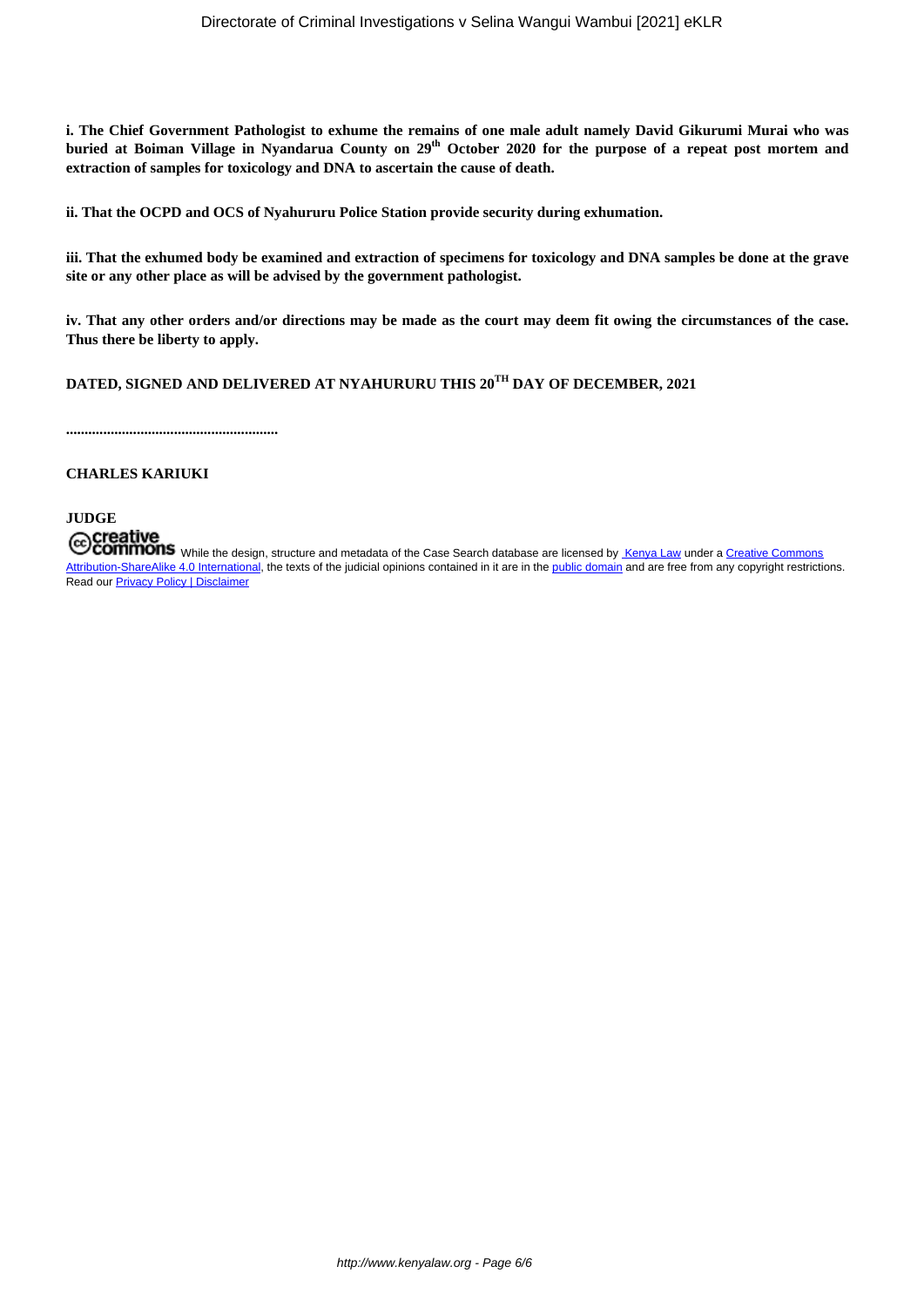**i. The Chief Government Pathologist to exhume the remains of one male adult namely David Gikurumi Murai who was buried at Boiman Village in Nyandarua County on 29th October 2020 for the purpose of a repeat post mortem and extraction of samples for toxicology and DNA to ascertain the cause of death.**

**ii. That the OCPD and OCS of Nyahururu Police Station provide security during exhumation.**

**iii. That the exhumed body be examined and extraction of specimens for toxicology and DNA samples be done at the grave site or any other place as will be advised by the government pathologist.**

**iv. That any other orders and/or directions may be made as the court may deem fit owing the circumstances of the case. Thus there be liberty to apply.**

**DATED, SIGNED AND DELIVERED AT NYAHURURU THIS 20TH DAY OF DECEMBER, 2021**

**........................................................**

**CHARLES KARIUKI**

**JUDGE**

While the design, structure and metadata of the Case Search database are licensed by Kenya Law under a Creative Commons Attribution-ShareAlike 4.0 International, the texts of the judicial opinions contained in it are in the public domain and are free from any copyright restrictions. Read our Privacy Policy | Disclaimer